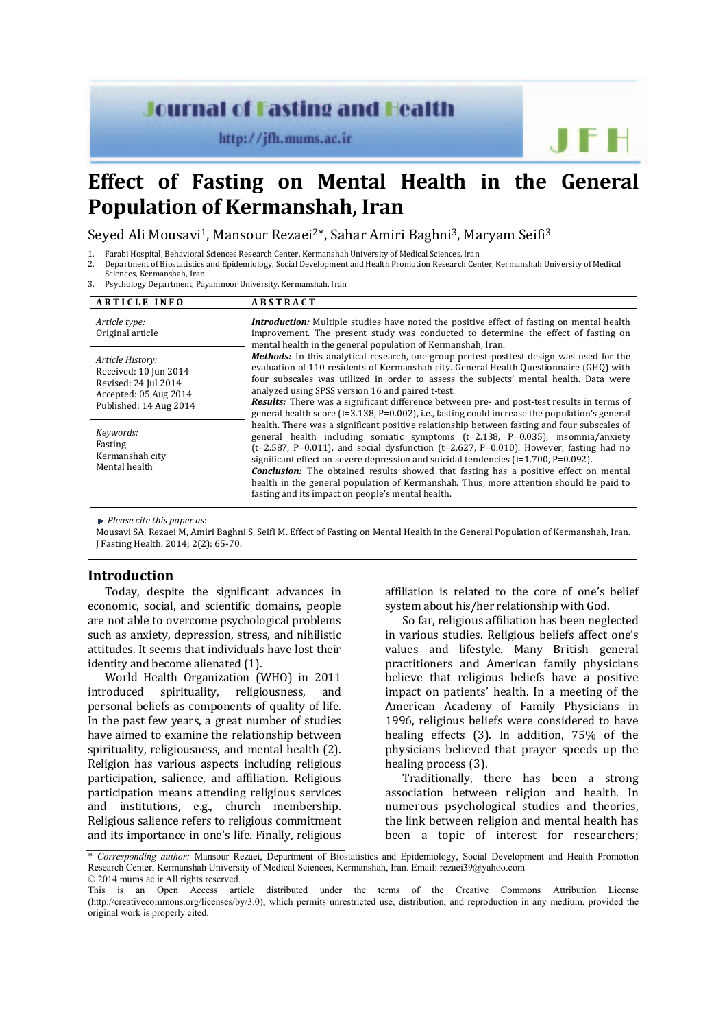# Effect of Fasting on Mental Health in the General Population of Kermanshah, Iran

Seyed Ali Mousavi[1], Mansour Rezaei[2]*, Sahar Amiri Baghni[3], Maryam Seifi[3]

1. Farabi Hospital, Behavioral Sciences Research Center, Kermanshah University of Medical Sciences, Iran
2. Department of Biostatistics and Epidemiology, Social Development and Health Promotion Research Center, Kermanshah University of Medical Sciences, Kermanshah, Iran
3. Psychology Department, Payamnoor University, Kermanshah, Iran

**ARTICLE INFO**

*Article type:*
Original article

*Article History:*
Received: 10 Jun 2014
Revised: 24 Jul 2014
Accepted: 05 Aug 2014
Published: 14 Aug 2014

*Keywords:*
Fasting
Kermanshah city
Mental health

**ABSTRACT**

***Introduction:*** Multiple studies have noted the positive effect of fasting on mental health improvement. The present study was conducted to determine the effect of fasting on mental health in the general population of Kermanshah, Iran.

***Methods:*** In this analytical research, one-group pretest-posttest design was used for the evaluation of 110 residents of Kermanshah city. General Health Questionnaire (GHQ) with four subscales was utilized in order to assess the subjects' mental health. Data were analyzed using SPSS version 16 and paired t-test.

***Results:*** There was a significant difference between pre- and post-test results in terms of general health score (t=3.138, P=0.002), i.e., fasting could increase the population's general health. There was a significant positive relationship between fasting and four subscales of general health including somatic symptoms (t=2.138, P=0.035), insomnia/anxiety (t=2.587, P=0.011), and social dysfunction (t=2.627, P=0.010). However, fasting had no significant effect on severe depression and suicidal tendencies (t=1.700, P=0.092).

***Conclusion:*** The obtained results showed that fasting has a positive effect on mental health in the general population of Kermanshah. Thus, more attention should be paid to fasting and its impact on people's mental health.

*Please cite this paper as*:
Mousavi SA, Rezaei M, Amiri Baghni S, Seifi M. Effect of Fasting on Mental Health in the General Population of Kermanshah, Iran. J Fasting Health. 2014; 2(2): 65-70.

## Introduction

Today, despite the significant advances in economic, social, and scientific domains, people are not able to overcome psychological problems such as anxiety, depression, stress, and nihilistic attitudes. It seems that individuals have lost their identity and become alienated (1).

World Health Organization (WHO) in 2011 introduced spirituality, religiousness, and personal beliefs as components of quality of life. In the past few years, a great number of studies have aimed to examine the relationship between spirituality, religiousness, and mental health (2). Religion has various aspects including religious participation, salience, and affiliation. Religious participation means attending religious services and institutions, e.g., church membership. Religious salience refers to religious commitment and its importance in one's life. Finally, religious affiliation is related to the core of one's belief system about his/her relationship with God.

So far, religious affiliation has been neglected in various studies. Religious beliefs affect one's values and lifestyle. Many British general practitioners and American family physicians believe that religious beliefs have a positive impact on patients' health. In a meeting of the American Academy of Family Physicians in 1996, religious beliefs were considered to have healing effects (3). In addition, 75% of the physicians believed that prayer speeds up the healing process (3).

Traditionally, there has been a strong association between religion and health. In numerous psychological studies and theories, the link between religion and mental health has been a topic of interest for researchers;

\* *Corresponding author:* Mansour Rezaei, Department of Biostatistics and Epidemiology, Social Development and Health Promotion Research Center, Kermanshah University of Medical Sciences, Kermanshah, Iran. Email: rezaei39@yahoo.com
© 2014 mums.ac.ir All rights reserved.
This is an Open Access article distributed under the terms of the Creative Commons Attribution License (http://creativecommons.org/licenses/by/3.0), which permits unrestricted use, distribution, and reproduction in any medium, provided the original work is properly cited.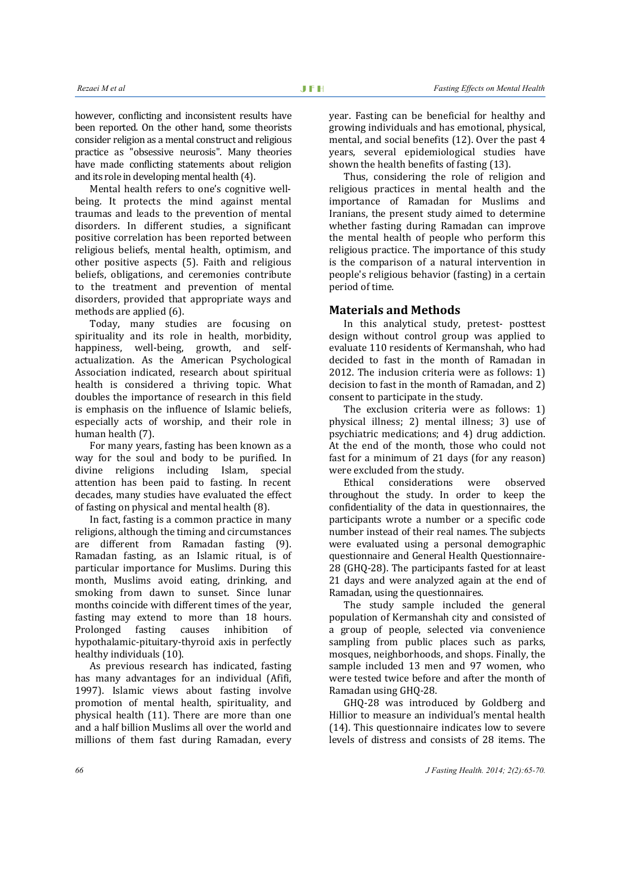however, conflicting and inconsistent results have been reported. On the other hand, some theorists consider religion as a mental construct and religious practice as "obsessive neurosis". Many theories have made conflicting statements about religion and its role in developing mental health (4).

Mental health refers to one's cognitive well-being. It protects the mind against mental traumas and leads to the prevention of mental disorders. In different studies, a significant positive correlation has been reported between religious beliefs, mental health, optimism, and other positive aspects (5). Faith and religious beliefs, obligations, and ceremonies contribute to the treatment and prevention of mental disorders, provided that appropriate ways and methods are applied (6).

Today, many studies are focusing on spirituality and its role in health, morbidity, happiness, well-being, growth, and self-actualization. As the American Psychological Association indicated, research about spiritual health is considered a thriving topic. What doubles the importance of research in this field is emphasis on the influence of Islamic beliefs, especially acts of worship, and their role in human health (7).

For many years, fasting has been known as a way for the soul and body to be purified. In divine religions including Islam, special attention has been paid to fasting. In recent decades, many studies have evaluated the effect of fasting on physical and mental health (8).

In fact, fasting is a common practice in many religions, although the timing and circumstances are different from Ramadan fasting (9). Ramadan fasting, as an Islamic ritual, is of particular importance for Muslims. During this month, Muslims avoid eating, drinking, and smoking from dawn to sunset. Since lunar months coincide with different times of the year, fasting may extend to more than 18 hours. Prolonged fasting causes inhibition of hypothalamic-pituitary-thyroid axis in perfectly healthy individuals (10).

As previous research has indicated, fasting has many advantages for an individual (Afifi, 1997). Islamic views about fasting involve promotion of mental health, spirituality, and physical health (11). There are more than one and a half billion Muslims all over the world and millions of them fast during Ramadan, every year. Fasting can be beneficial for healthy and growing individuals and has emotional, physical, mental, and social benefits (12). Over the past 4 years, several epidemiological studies have shown the health benefits of fasting (13).

Thus, considering the role of religion and religious practices in mental health and the importance of Ramadan for Muslims and Iranians, the present study aimed to determine whether fasting during Ramadan can improve the mental health of people who perform this religious practice. The importance of this study is the comparison of a natural intervention in people's religious behavior (fasting) in a certain period of time.

## Materials and Methods

In this analytical study, pretest- posttest design without control group was applied to evaluate 110 residents of Kermanshah, who had decided to fast in the month of Ramadan in 2012. The inclusion criteria were as follows: 1) decision to fast in the month of Ramadan, and 2) consent to participate in the study.

The exclusion criteria were as follows: 1) physical illness; 2) mental illness; 3) use of psychiatric medications; and 4) drug addiction. At the end of the month, those who could not fast for a minimum of 21 days (for any reason) were excluded from the study.

Ethical considerations were observed throughout the study. In order to keep the confidentiality of the data in questionnaires, the participants wrote a number or a specific code number instead of their real names. The subjects were evaluated using a personal demographic questionnaire and General Health Questionnaire-28 (GHQ-28). The participants fasted for at least 21 days and were analyzed again at the end of Ramadan, using the questionnaires.

The study sample included the general population of Kermanshah city and consisted of a group of people, selected via convenience sampling from public places such as parks, mosques, neighborhoods, and shops. Finally, the sample included 13 men and 97 women, who were tested twice before and after the month of Ramadan using GHQ-28.

GHQ-28 was introduced by Goldberg and Hillior to measure an individual's mental health (14). This questionnaire indicates low to severe levels of distress and consists of 28 items. The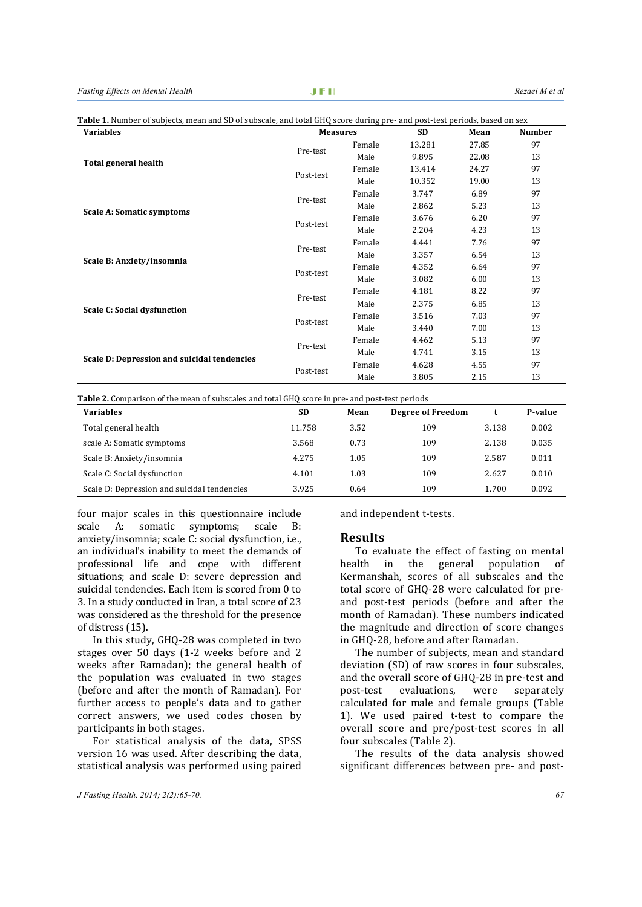**Table 1.** Number of subjects, mean and SD of subscale, and total GHQ score during pre- and post-test periods, based on sex

| Variables | Measures | | SD | Mean | Number |
|---|---|---|---|---|---|
| **Total general health** | Pre-test | Female | 13.281 | 27.85 | 97 |
| | | Male | 9.895 | 22.08 | 13 |
| | Post-test | Female | 13.414 | 24.27 | 97 |
| | | Male | 10.352 | 19.00 | 13 |
| **Scale A: Somatic symptoms** | Pre-test | Female | 3.747 | 6.89 | 97 |
| | | Male | 2.862 | 5.23 | 13 |
| | Post-test | Female | 3.676 | 6.20 | 97 |
| | | Male | 2.204 | 4.23 | 13 |
| **Scale B: Anxiety/insomnia** | Pre-test | Female | 4.441 | 7.76 | 97 |
| | | Male | 3.357 | 6.54 | 13 |
| | Post-test | Female | 4.352 | 6.64 | 97 |
| | | Male | 3.082 | 6.00 | 13 |
| **Scale C: Social dysfunction** | Pre-test | Female | 4.181 | 8.22 | 97 |
| | | Male | 2.375 | 6.85 | 13 |
| | Post-test | Female | 3.516 | 7.03 | 97 |
| | | Male | 3.440 | 7.00 | 13 |
| **Scale D: Depression and suicidal tendencies** | Pre-test | Female | 4.462 | 5.13 | 97 |
| | | Male | 4.741 | 3.15 | 13 |
| | Post-test | Female | 4.628 | 4.55 | 97 |
| | | Male | 3.805 | 2.15 | 13 |

**Table 2.** Comparison of the mean of subscales and total GHQ score in pre- and post-test periods

| Variables | SD | Mean | Degree of Freedom | t | P-value |
|---|---|---|---|---|---|
| Total general health | 11.758 | 3.52 | 109 | 3.138 | 0.002 |
| scale A: Somatic symptoms | 3.568 | 0.73 | 109 | 2.138 | 0.035 |
| Scale B: Anxiety/insomnia | 4.275 | 1.05 | 109 | 2.587 | 0.011 |
| Scale C: Social dysfunction | 4.101 | 1.03 | 109 | 2.627 | 0.010 |
| Scale D: Depression and suicidal tendencies | 3.925 | 0.64 | 109 | 1.700 | 0.092 |

four major scales in this questionnaire include scale A: somatic symptoms; scale B: anxiety/insomnia; scale C: social dysfunction, i.e., an individual's inability to meet the demands of professional life and cope with different situations; and scale D: severe depression and suicidal tendencies. Each item is scored from 0 to 3. In a study conducted in Iran, a total score of 23 was considered as the threshold for the presence of distress (15).

In this study, GHQ-28 was completed in two stages over 50 days (1-2 weeks before and 2 weeks after Ramadan); the general health of the population was evaluated in two stages (before and after the month of Ramadan). For further access to people's data and to gather correct answers, we used codes chosen by participants in both stages.

For statistical analysis of the data, SPSS version 16 was used. After describing the data, statistical analysis was performed using paired and independent t-tests.

## Results

To evaluate the effect of fasting on mental health in the general population of Kermanshah, scores of all subscales and the total score of GHQ-28 were calculated for pre- and post-test periods (before and after the month of Ramadan). These numbers indicated the magnitude and direction of score changes in GHQ-28, before and after Ramadan.

The number of subjects, mean and standard deviation (SD) of raw scores in four subscales, and the overall score of GHQ-28 in pre-test and post-test evaluations, were separately calculated for male and female groups (Table 1). We used paired t-test to compare the overall score and pre/post-test scores in all four subscales (Table 2).

The results of the data analysis showed significant differences between pre- and post-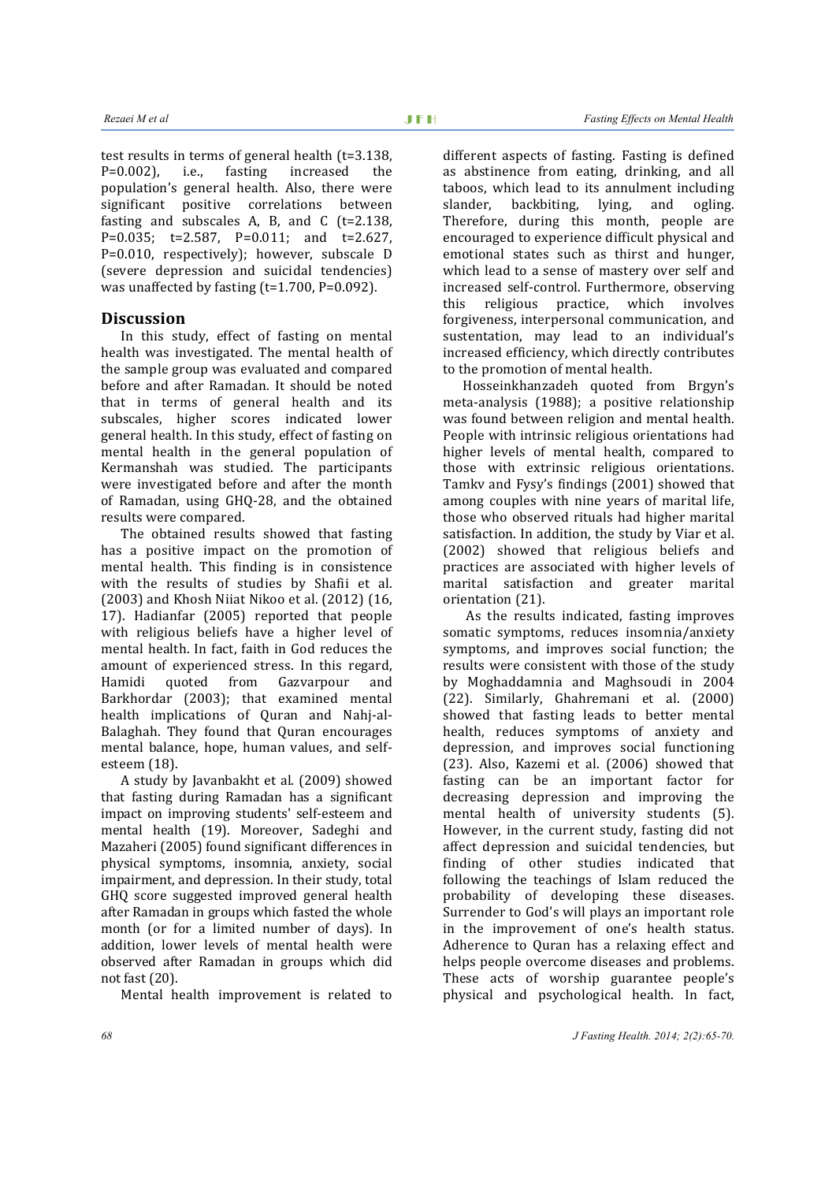test results in terms of general health (t=3.138, P=0.002), i.e., fasting increased the population's general health. Also, there were significant positive correlations between fasting and subscales A, B, and C (t=2.138, P=0.035; t=2.587, P=0.011; and t=2.627, P=0.010, respectively); however, subscale D (severe depression and suicidal tendencies) was unaffected by fasting (t=1.700, P=0.092).

## Discussion

In this study, effect of fasting on mental health was investigated. The mental health of the sample group was evaluated and compared before and after Ramadan. It should be noted that in terms of general health and its subscales, higher scores indicated lower general health. In this study, effect of fasting on mental health in the general population of Kermanshah was studied. The participants were investigated before and after the month of Ramadan, using GHQ-28, and the obtained results were compared.

The obtained results showed that fasting has a positive impact on the promotion of mental health. This finding is in consistence with the results of studies by Shafii et al. (2003) and Khosh Niiat Nikoo et al. (2012) (16, 17). Hadianfar (2005) reported that people with religious beliefs have a higher level of mental health. In fact, faith in God reduces the amount of experienced stress. In this regard, Hamidi quoted from Gazvarpour and Barkhordar (2003); that examined mental health implications of Quran and Nahj-al-Balaghah. They found that Quran encourages mental balance, hope, human values, and self-esteem (18).

A study by Javanbakht et al. (2009) showed that fasting during Ramadan has a significant impact on improving students' self-esteem and mental health (19). Moreover, Sadeghi and Mazaheri (2005) found significant differences in physical symptoms, insomnia, anxiety, social impairment, and depression. In their study, total GHQ score suggested improved general health after Ramadan in groups which fasted the whole month (or for a limited number of days). In addition, lower levels of mental health were observed after Ramadan in groups which did not fast (20).

Mental health improvement is related to different aspects of fasting. Fasting is defined as abstinence from eating, drinking, and all taboos, which lead to its annulment including slander, backbiting, lying, and ogling. Therefore, during this month, people are encouraged to experience difficult physical and emotional states such as thirst and hunger, which lead to a sense of mastery over self and increased self-control. Furthermore, observing this religious practice, which involves forgiveness, interpersonal communication, and sustentation, may lead to an individual's increased efficiency, which directly contributes to the promotion of mental health.

Hosseinkhanzadeh quoted from Brgyn's meta-analysis (1988); a positive relationship was found between religion and mental health. People with intrinsic religious orientations had higher levels of mental health, compared to those with extrinsic religious orientations. Tamkv and Fysy's findings (2001) showed that among couples with nine years of marital life, those who observed rituals had higher marital satisfaction. In addition, the study by Viar et al. (2002) showed that religious beliefs and practices are associated with higher levels of marital satisfaction and greater marital orientation (21).

As the results indicated, fasting improves somatic symptoms, reduces insomnia/anxiety symptoms, and improves social function; the results were consistent with those of the study by Moghaddamnia and Maghsoudi in 2004 (22). Similarly, Ghahremani et al. (2000) showed that fasting leads to better mental health, reduces symptoms of anxiety and depression, and improves social functioning (23). Also, Kazemi et al. (2006) showed that fasting can be an important factor for decreasing depression and improving the mental health of university students (5). However, in the current study, fasting did not affect depression and suicidal tendencies, but finding of other studies indicated that following the teachings of Islam reduced the probability of developing these diseases. Surrender to God's will plays an important role in the improvement of one's health status. Adherence to Quran has a relaxing effect and helps people overcome diseases and problems. These acts of worship guarantee people's physical and psychological health. In fact,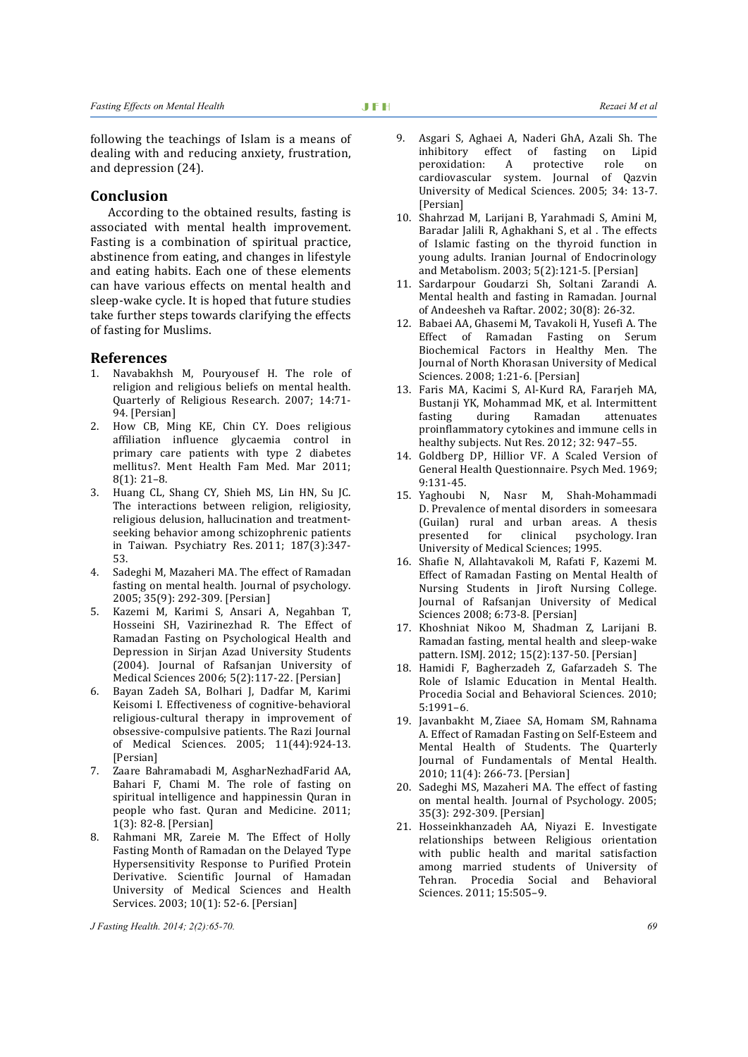following the teachings of Islam is a means of dealing with and reducing anxiety, frustration, and depression (24).

## Conclusion

According to the obtained results, fasting is associated with mental health improvement. Fasting is a combination of spiritual practice, abstinence from eating, and changes in lifestyle and eating habits. Each one of these elements can have various effects on mental health and sleep-wake cycle. It is hoped that future studies take further steps towards clarifying the effects of fasting for Muslims.

## References

1. Navabakhsh M, Pouryousef H. The role of religion and religious beliefs on mental health. Quarterly of Religious Research. 2007; 14:71-94. [Persian]
2. How CB, Ming KE, Chin CY. Does religious affiliation influence glycaemia control in primary care patients with type 2 diabetes mellitus?. Ment Health Fam Med. Mar 2011; 8(1): 21–8.
3. Huang CL, Shang CY, Shieh MS, Lin HN, Su JC. The interactions between religion, religiosity, religious delusion, hallucination and treatment-seeking behavior among schizophrenic patients in Taiwan. Psychiatry Res. 2011; 187(3):347-53.
4. Sadeghi M, Mazaheri MA. The effect of Ramadan fasting on mental health. Journal of psychology. 2005; 35(9): 292-309. [Persian]
5. Kazemi M, Karimi S, Ansari A, Negahban T, Hosseini SH, Vazirinezhad R. The Effect of Ramadan Fasting on Psychological Health and Depression in Sirjan Azad University Students (2004). Journal of Rafsanjan University of Medical Sciences 2006; 5(2):117-22. [Persian]
6. Bayan Zadeh SA, Bolhari J, Dadfar M, Karimi Keisomi I. Effectiveness of cognitive-behavioral religious-cultural therapy in improvement of obsessive-compulsive patients. The Razi Journal of Medical Sciences. 2005; 11(44):924-13. [Persian]
7. Zaare Bahramabadi M, AsgharNezhadFarid AA, Bahari F, Chami M. The role of fasting on spiritual intelligence and happinessin Quran in people who fast. Quran and Medicine. 2011; 1(3): 82-8. [Persian]
8. Rahmani MR, Zareie M. The Effect of Holly Fasting Month of Ramadan on the Delayed Type Hypersensitivity Response to Purified Protein Derivative. Scientific Journal of Hamadan University of Medical Sciences and Health Services. 2003; 10(1): 52-6. [Persian]
9. Asgari S, Aghaei A, Naderi GhA, Azali Sh. The inhibitory effect of fasting on Lipid peroxidation: A protective role on cardiovascular system. Journal of Qazvin University of Medical Sciences. 2005; 34: 13-7. [Persian]
10. Shahrzad M, Larijani B, Yarahmadi S, Amini M, Baradar Jalili R, Aghakhani S, et al . The effects of Islamic fasting on the thyroid function in young adults. Iranian Journal of Endocrinology and Metabolism. 2003; 5(2):121-5. [Persian]
11. Sardarpour Goudarzi Sh, Soltani Zarandi A. Mental health and fasting in Ramadan. Journal of Andeesheh va Raftar. 2002; 30(8): 26-32.
12. Babaei AA, Ghasemi M, Tavakoli H, Yusefi A. The Effect of Ramadan Fasting on Serum Biochemical Factors in Healthy Men. The Journal of North Khorasan University of Medical Sciences. 2008; 1:21-6. [Persian]
13. Faris MA, Kacimi S, Al-Kurd RA, Fararjeh MA, Bustanji YK, Mohammad MK, et al. Intermittent fasting during Ramadan attenuates proinflammatory cytokines and immune cells in healthy subjects. Nut Res. 2012; 32: 947–55.
14. Goldberg DP, Hillior VF. A Scaled Version of General Health Questionnaire. Psych Med. 1969; 9:131-45.
15. Yaghoubi N, Nasr M, Shah-Mohammadi D. Prevalence of mental disorders in someesara (Guilan) rural and urban areas. A thesis presented for clinical psychology. Iran University of Medical Sciences; 1995.
16. Shafie N, Allahtavakoli M, Rafati F, Kazemi M. Effect of Ramadan Fasting on Mental Health of Nursing Students in Jiroft Nursing College. Journal of Rafsanjan University of Medical Sciences 2008; 6:73-8. [Persian]
17. Khoshniat Nikoo M, Shadman Z, Larijani B. Ramadan fasting, mental health and sleep-wake pattern. ISMJ. 2012; 15(2):137-50. [Persian]
18. Hamidi F, Bagherzadeh Z, Gafarzadeh S. The Role of Islamic Education in Mental Health. Procedia Social and Behavioral Sciences. 2010; 5:1991–6.
19. Javanbakht M, Ziaee SA, Homam SM, Rahnama A. Effect of Ramadan Fasting on Self-Esteem and Mental Health of Students. The Quarterly Journal of Fundamentals of Mental Health. 2010; 11(4): 266-73. [Persian]
20. Sadeghi MS, Mazaheri MA. The effect of fasting on mental health. Journal of Psychology. 2005; 35(3): 292-309. [Persian]
21. Hosseinkhanzadeh AA, Niyazi E. Investigate relationships between Religious orientation with public health and marital satisfaction among married students of University of Tehran. Procedia Social and Behavioral Sciences. 2011; 15:505–9.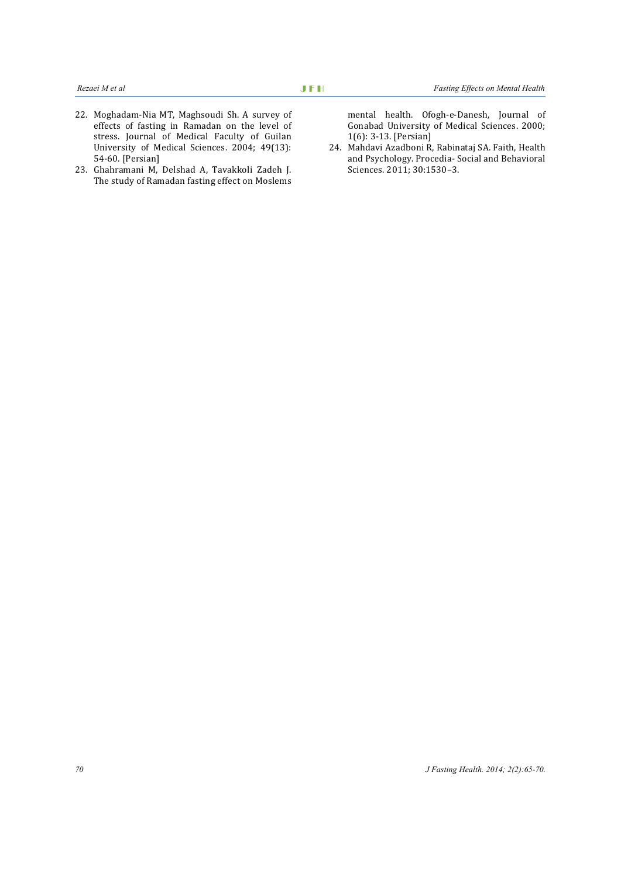22. Moghadam-Nia MT, Maghsoudi Sh. A survey of effects of fasting in Ramadan on the level of stress. Journal of Medical Faculty of Guilan University of Medical Sciences. 2004; 49(13): 54-60. [Persian]
23. Ghahramani M, Delshad A, Tavakkoli Zadeh J. The study of Ramadan fasting effect on Moslems mental health. Ofogh-e-Danesh, Journal of Gonabad University of Medical Sciences. 2000; 1(6): 3-13. [Persian]
24. Mahdavi Azadboni R, Rabinataj SA. Faith, Health and Psychology. Procedia- Social and Behavioral Sciences. 2011; 30:1530–3.